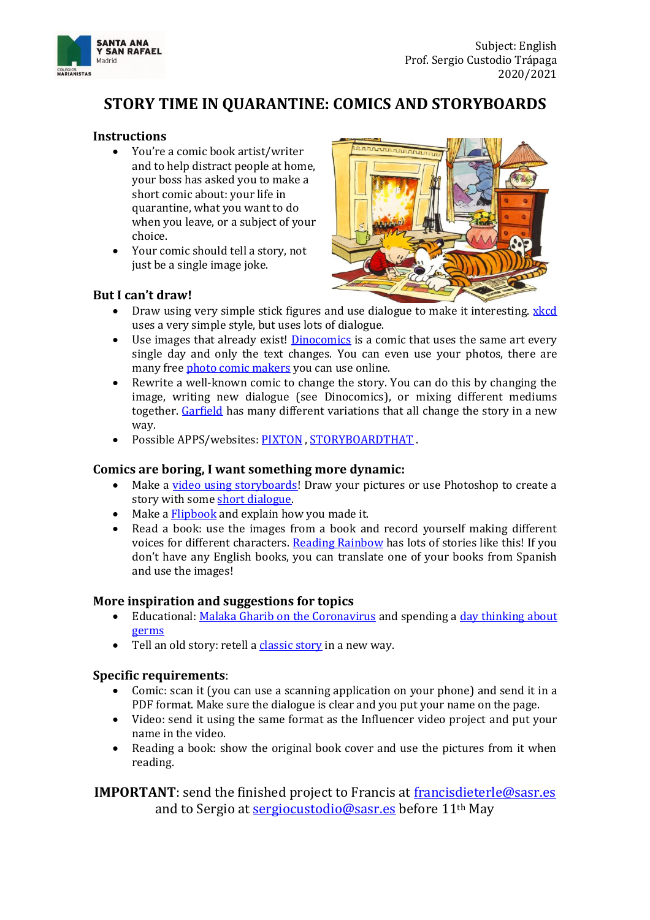Subject: English
Prof. Sergio Custodio Trápaga
2020/2021

# STORY TIME IN QUARANTINE: COMICS AND STORYBOARDS

## Instructions

- You're a comic book artist/writer and to help distract people at home, your boss has asked you to make a short comic about: your life in quarantine, what you want to do when you leave, or a subject of your choice.
- Your comic should tell a story, not just be a single image joke.

## But I can't draw!

- Draw using very simple stick figures and use dialogue to make it interesting. xkcd uses a very simple style, but uses lots of dialogue.
- Use images that already exist! Dinocomics is a comic that uses the same art every single day and only the text changes. You can even use your photos, there are many free photo comic makers you can use online.
- Rewrite a well-known comic to change the story. You can do this by changing the image, writing new dialogue (see Dinocomics), or mixing different mediums together. Garfield has many different variations that all change the story in a new way.
- Possible APPS/websites: PIXTON , STORYBOARDTHAT .

## Comics are boring, I want something more dynamic:

- Make a video using storyboards! Draw your pictures or use Photoshop to create a story with some short dialogue.
- Make a Flipbook and explain how you made it.
- Read a book: use the images from a book and record yourself making different voices for different characters. Reading Rainbow has lots of stories like this! If you don't have any English books, you can translate one of your books from Spanish and use the images!

## More inspiration and suggestions for topics

- Educational: Malaka Gharib on the Coronavirus and spending a day thinking about germs
- Tell an old story: retell a classic story in a new way.

## Specific requirements:

- Comic: scan it (you can use a scanning application on your phone) and send it in a PDF format. Make sure the dialogue is clear and you put your name on the page.
- Video: send it using the same format as the Influencer video project and put your name in the video.
- Reading a book: show the original book cover and use the pictures from it when reading.

**IMPORTANT**: send the finished project to Francis at francisdieterle@sasr.es and to Sergio at sergiocustodio@sasr.es before 11th May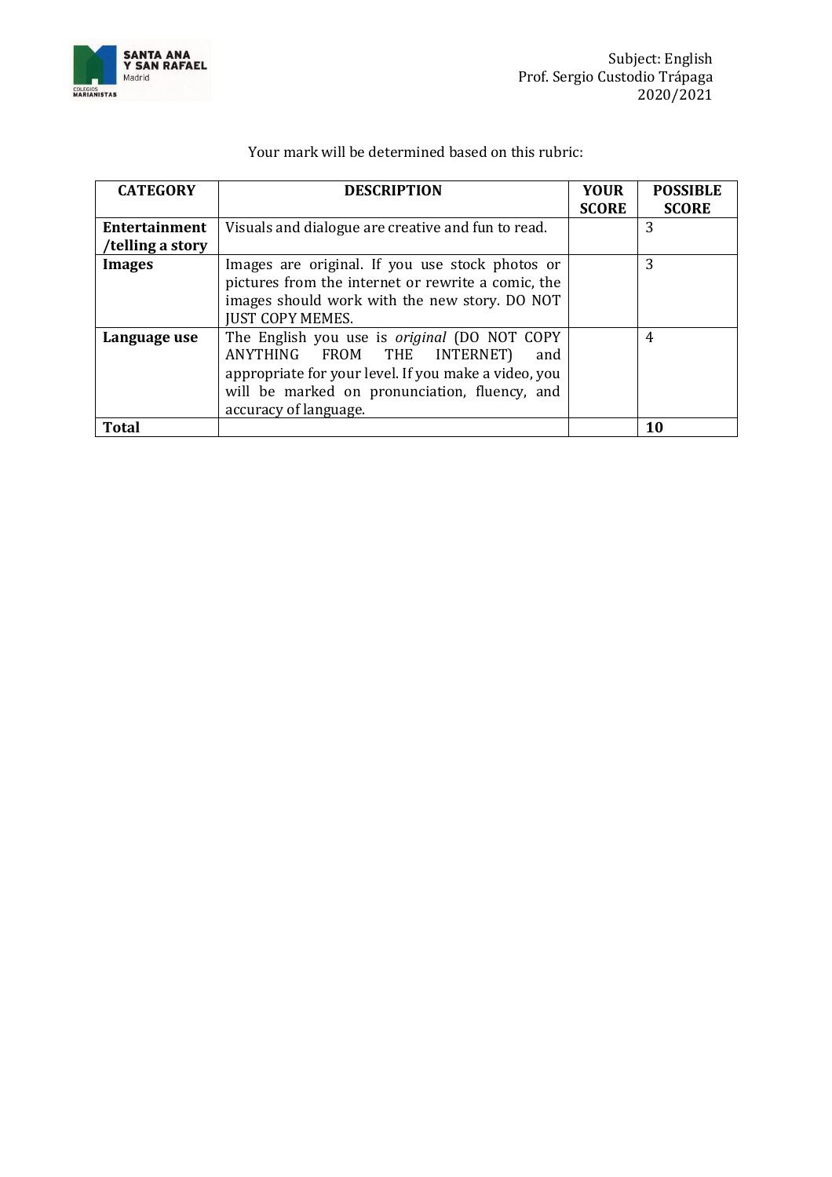Your mark will be determined based on this rubric:

| CATEGORY | DESCRIPTION | YOUR SCORE | POSSIBLE SCORE |
|---|---|---|---|
| **Entertainment /telling a story** | Visuals and dialogue are creative and fun to read. | | 3 |
| **Images** | Images are original. If you use stock photos or pictures from the internet or rewrite a comic, the images should work with the new story. DO NOT JUST COPY MEMES. | | 3 |
| **Language use** | The English you use is *original* (DO NOT COPY ANYTHING FROM THE INTERNET) and appropriate for your level. If you make a video, you will be marked on pronunciation, fluency, and accuracy of language. | | 4 |
| **Total** | | | **10** |